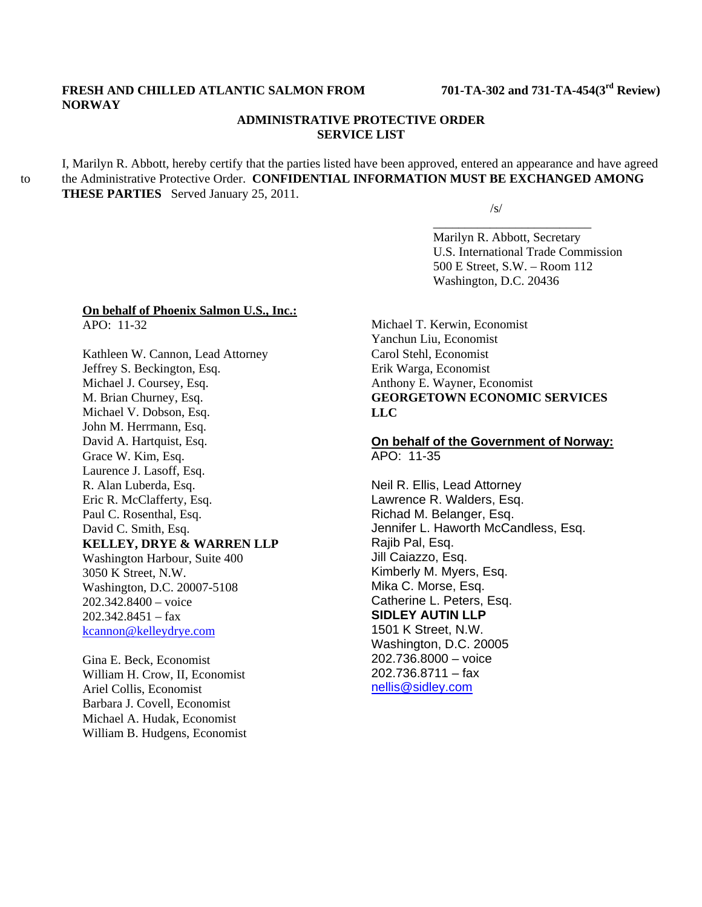**FRESH AND CHILLED ATLANTIC SALMON FROM NORWAY**

**701-TA-302 and 731-TA-454(3rd Review)**

**ADMINISTRATIVE PROTECTIVE ORDER SERVICE LIST**

I, Marilyn R. Abbott, hereby certify that the parties listed have been approved, entered an appearance and have agreed to the Administrative Protective Order. **CONFIDENTIAL INFORMATION MUST BE EXCHANGED AMONG THESE PARTIES** Served January 25, 2011.

/s/
\_\_\_\_\_\_\_\_\_\_\_\_\_\_\_\_\_\_\_\_\_\_\_\_\_\_
Marilyn R. Abbott, Secretary
U.S. International Trade Commission
500 E Street, S.W. – Room 112
Washington, D.C. 20436

**On behalf of Phoenix Salmon U.S., Inc.:**
APO: 11-32

Kathleen W. Cannon, Lead Attorney
Jeffrey S. Beckington, Esq.
Michael J. Coursey, Esq.
M. Brian Churney, Esq.
Michael V. Dobson, Esq.
John M. Herrmann, Esq.
David A. Hartquist, Esq.
Grace W. Kim, Esq.
Laurence J. Lasoff, Esq.
R. Alan Luberda, Esq.
Eric R. McClafferty, Esq.
Paul C. Rosenthal, Esq.
David C. Smith, Esq.
**KELLEY, DRYE & WARREN LLP**
Washington Harbour, Suite 400
3050 K Street, N.W.
Washington, D.C. 20007-5108
202.342.8400 – voice
202.342.8451 – fax
kcannon@kelleydrye.com

Gina E. Beck, Economist
William H. Crow, II, Economist
Ariel Collis, Economist
Barbara J. Covell, Economist
Michael A. Hudak, Economist
William B. Hudgens, Economist
Michael T. Kerwin, Economist
Yanchun Liu, Economist
Carol Stehl, Economist
Erik Warga, Economist
Anthony E. Wayner, Economist
**GEORGETOWN ECONOMIC SERVICES LLC**

**On behalf of the Government of Norway:**
APO: 11-35

Neil R. Ellis, Lead Attorney
Lawrence R. Walders, Esq.
Richad M. Belanger, Esq.
Jennifer L. Haworth McCandless, Esq.
Rajib Pal, Esq.
Jill Caiazzo, Esq.
Kimberly M. Myers, Esq.
Mika C. Morse, Esq.
Catherine L. Peters, Esq.
**SIDLEY AUTIN LLP**
1501 K Street, N.W.
Washington, D.C. 20005
202.736.8000 – voice
202.736.8711 – fax
nellis@sidley.com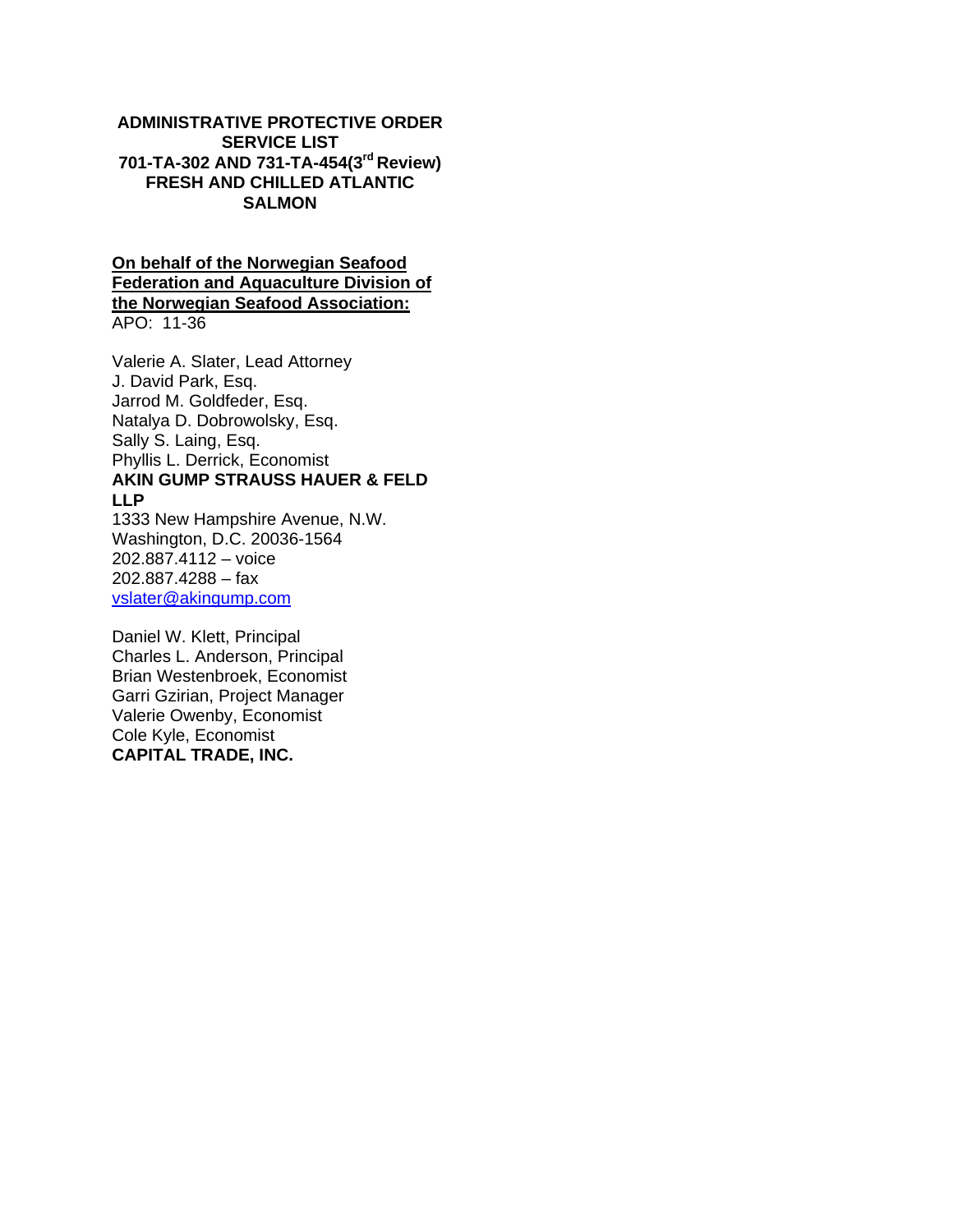**ADMINISTRATIVE PROTECTIVE ORDER SERVICE LIST**
**701-TA-302 AND 731-TA-454(3rd Review)**
**FRESH AND CHILLED ATLANTIC SALMON**

**On behalf of the Norwegian Seafood Federation and Aquaculture Division of the Norwegian Seafood Association:**
APO: 11-36

Valerie A. Slater, Lead Attorney
J. David Park, Esq.
Jarrod M. Goldfeder, Esq.
Natalya D. Dobrowolsky, Esq.
Sally S. Laing, Esq.
Phyllis L. Derrick, Economist
**AKIN GUMP STRAUSS HAUER & FELD LLP**
1333 New Hampshire Avenue, N.W.
Washington, D.C. 20036-1564
202.887.4112 – voice
202.887.4288 – fax
vslater@akingump.com

Daniel W. Klett, Principal
Charles L. Anderson, Principal
Brian Westenbroek, Economist
Garri Gzirian, Project Manager
Valerie Owenby, Economist
Cole Kyle, Economist
**CAPITAL TRADE, INC.**